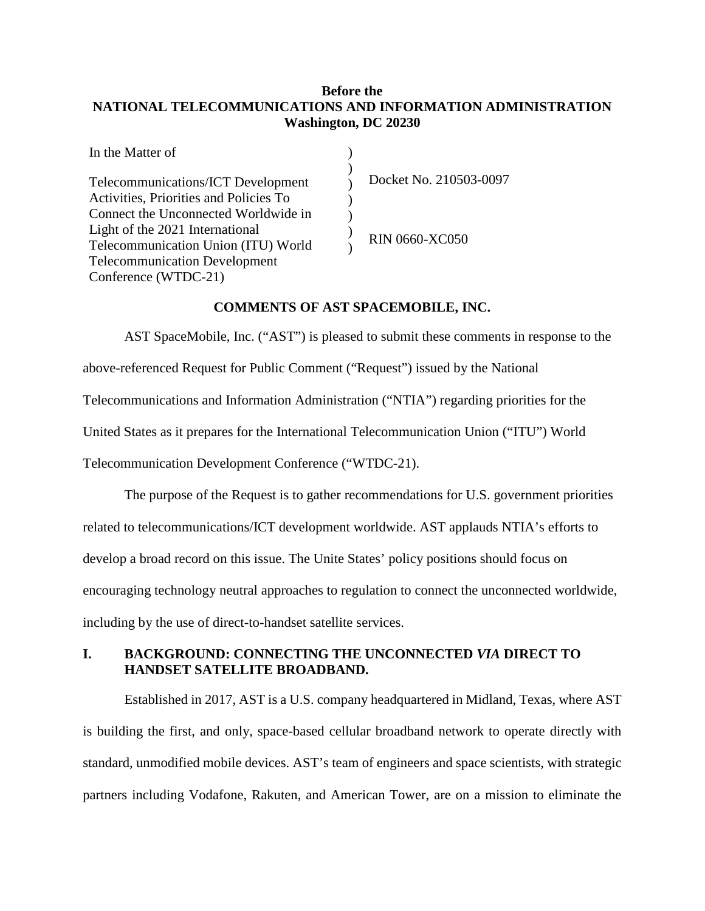**Before the**
**NATIONAL TELECOMMUNICATIONS AND INFORMATION ADMINISTRATION**
**Washington, DC 20230**

| | | |
|---|---|---|
| In the Matter of | ) | |
| | ) | |
| Telecommunications/ICT Development Activities, Priorities and Policies To Connect the Unconnected Worldwide in Light of the 2021 International Telecommunication Union (ITU) World Telecommunication Development Conference (WTDC-21) | ) | Docket No. 210503-0097 |
| | ) | |
| | ) | |
| | ) | |
| | ) | RIN 0660-XC050 |

**COMMENTS OF AST SPACEMOBILE, INC.**

AST SpaceMobile, Inc. ("AST") is pleased to submit these comments in response to the above-referenced Request for Public Comment ("Request") issued by the National Telecommunications and Information Administration ("NTIA") regarding priorities for the United States as it prepares for the International Telecommunication Union ("ITU") World Telecommunication Development Conference ("WTDC-21).

The purpose of the Request is to gather recommendations for U.S. government priorities related to telecommunications/ICT development worldwide. AST applauds NTIA's efforts to develop a broad record on this issue. The Unite States' policy positions should focus on encouraging technology neutral approaches to regulation to connect the unconnected worldwide, including by the use of direct-to-handset satellite services.

## I. BACKGROUND: CONNECTING THE UNCONNECTED *VIA* DIRECT TO HANDSET SATELLITE BROADBAND.

Established in 2017, AST is a U.S. company headquartered in Midland, Texas, where AST is building the first, and only, space-based cellular broadband network to operate directly with standard, unmodified mobile devices. AST's team of engineers and space scientists, with strategic partners including Vodafone, Rakuten, and American Tower, are on a mission to eliminate the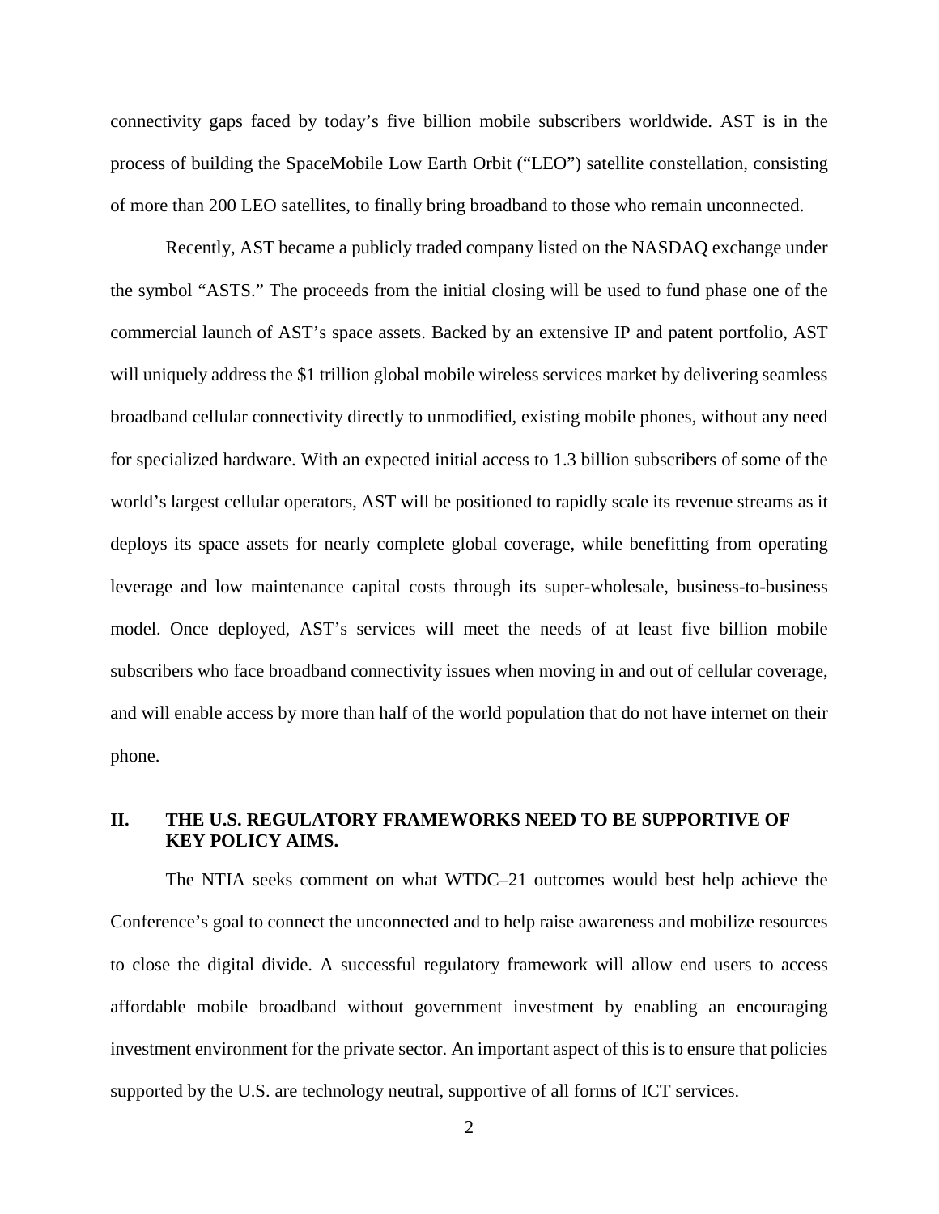connectivity gaps faced by today's five billion mobile subscribers worldwide. AST is in the process of building the SpaceMobile Low Earth Orbit ("LEO") satellite constellation, consisting of more than 200 LEO satellites, to finally bring broadband to those who remain unconnected.

Recently, AST became a publicly traded company listed on the NASDAQ exchange under the symbol "ASTS." The proceeds from the initial closing will be used to fund phase one of the commercial launch of AST's space assets. Backed by an extensive IP and patent portfolio, AST will uniquely address the $1 trillion global mobile wireless services market by delivering seamless broadband cellular connectivity directly to unmodified, existing mobile phones, without any need for specialized hardware. With an expected initial access to 1.3 billion subscribers of some of the world's largest cellular operators, AST will be positioned to rapidly scale its revenue streams as it deploys its space assets for nearly complete global coverage, while benefitting from operating leverage and low maintenance capital costs through its super-wholesale, business-to-business model. Once deployed, AST's services will meet the needs of at least five billion mobile subscribers who face broadband connectivity issues when moving in and out of cellular coverage, and will enable access by more than half of the world population that do not have internet on their phone.

## II. THE U.S. REGULATORY FRAMEWORKS NEED TO BE SUPPORTIVE OF KEY POLICY AIMS.

The NTIA seeks comment on what WTDC–21 outcomes would best help achieve the Conference's goal to connect the unconnected and to help raise awareness and mobilize resources to close the digital divide. A successful regulatory framework will allow end users to access affordable mobile broadband without government investment by enabling an encouraging investment environment for the private sector. An important aspect of this is to ensure that policies supported by the U.S. are technology neutral, supportive of all forms of ICT services.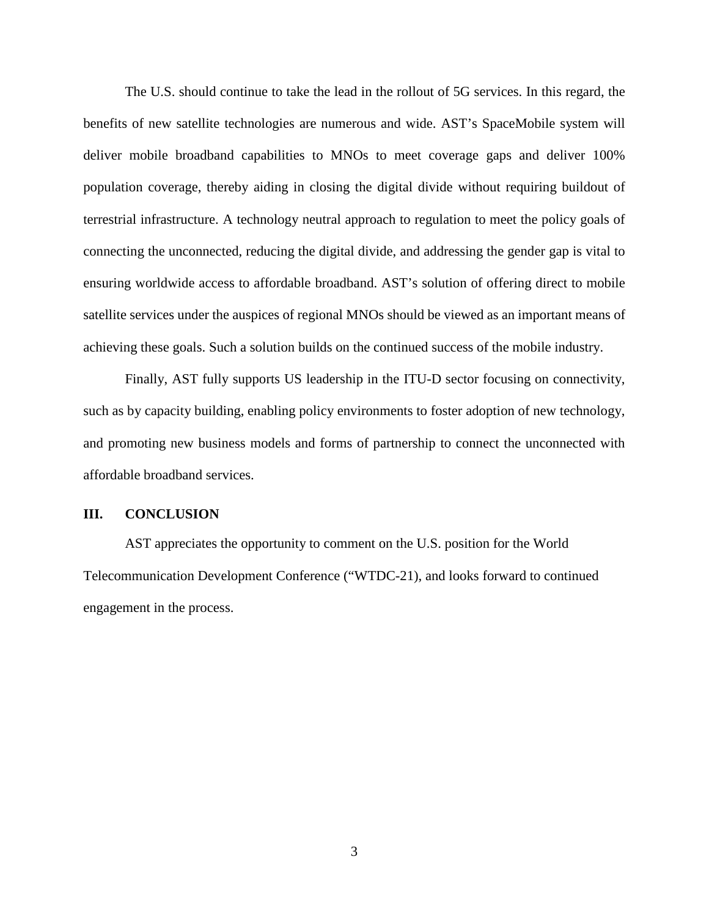The U.S. should continue to take the lead in the rollout of 5G services. In this regard, the benefits of new satellite technologies are numerous and wide. AST's SpaceMobile system will deliver mobile broadband capabilities to MNOs to meet coverage gaps and deliver 100% population coverage, thereby aiding in closing the digital divide without requiring buildout of terrestrial infrastructure. A technology neutral approach to regulation to meet the policy goals of connecting the unconnected, reducing the digital divide, and addressing the gender gap is vital to ensuring worldwide access to affordable broadband. AST's solution of offering direct to mobile satellite services under the auspices of regional MNOs should be viewed as an important means of achieving these goals. Such a solution builds on the continued success of the mobile industry.

Finally, AST fully supports US leadership in the ITU-D sector focusing on connectivity, such as by capacity building, enabling policy environments to foster adoption of new technology, and promoting new business models and forms of partnership to connect the unconnected with affordable broadband services.

## III. CONCLUSION

AST appreciates the opportunity to comment on the U.S. position for the World Telecommunication Development Conference ("WTDC-21), and looks forward to continued engagement in the process.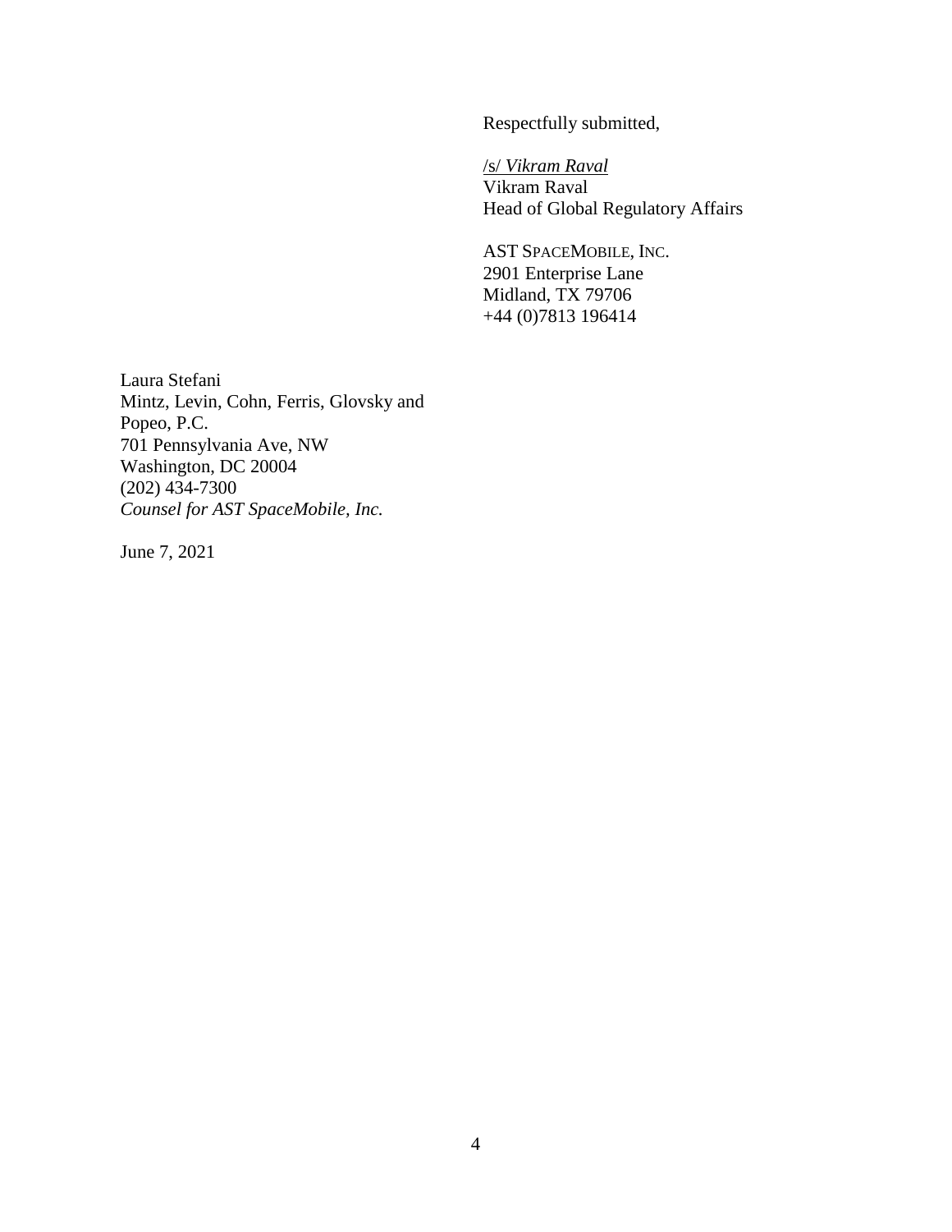Respectfully submitted,

/s/ *Vikram Raval*
Vikram Raval
Head of Global Regulatory Affairs

AST SPACEMOBILE, INC.
2901 Enterprise Lane
Midland, TX 79706
+44 (0)7813 196414

Laura Stefani
Mintz, Levin, Cohn, Ferris, Glovsky and Popeo, P.C.
701 Pennsylvania Ave, NW
Washington, DC 20004
(202) 434-7300
*Counsel for AST SpaceMobile, Inc.*

June 7, 2021